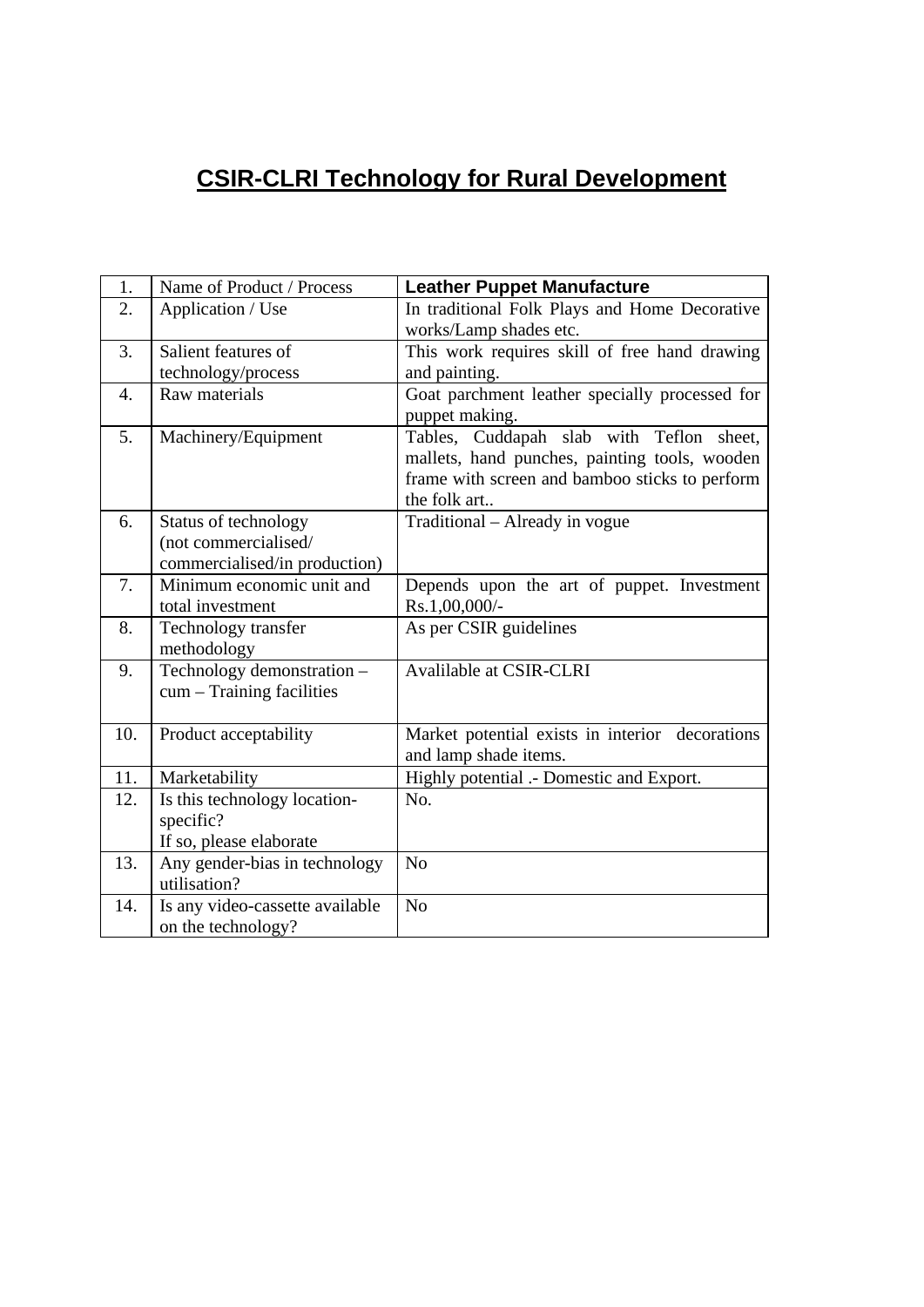# CSIR-CLRI Technology for Rural Development

| | | |
|---|---|---|
| 1. | Name of Product / Process | **Leather Puppet Manufacture** |
| 2. | Application / Use | In traditional Folk Plays and Home Decorative works/Lamp shades etc. |
| 3. | Salient features of technology/process | This work requires skill of free hand drawing and painting. |
| 4. | Raw materials | Goat parchment leather specially processed for puppet making. |
| 5. | Machinery/Equipment | Tables, Cuddapah slab with Teflon sheet, mallets, hand punches, painting tools, wooden frame with screen and bamboo sticks to perform the folk art.. |
| 6. | Status of technology (not commercialised/ commercialised/in production) | Traditional – Already in vogue |
| 7. | Minimum economic unit and total investment | Depends upon the art of puppet. Investment Rs.1,00,000/- |
| 8. | Technology transfer methodology | As per CSIR guidelines |
| 9. | Technology demonstration – cum – Training facilities | Avalilable at CSIR-CLRI |
| 10. | Product acceptability | Market potential exists in interior decorations and lamp shade items. |
| 11. | Marketability | Highly potential .- Domestic and Export. |
| 12. | Is this technology location-specific? If so, please elaborate | No. |
| 13. | Any gender-bias in technology utilisation? | No |
| 14. | Is any video-cassette available on the technology? | No |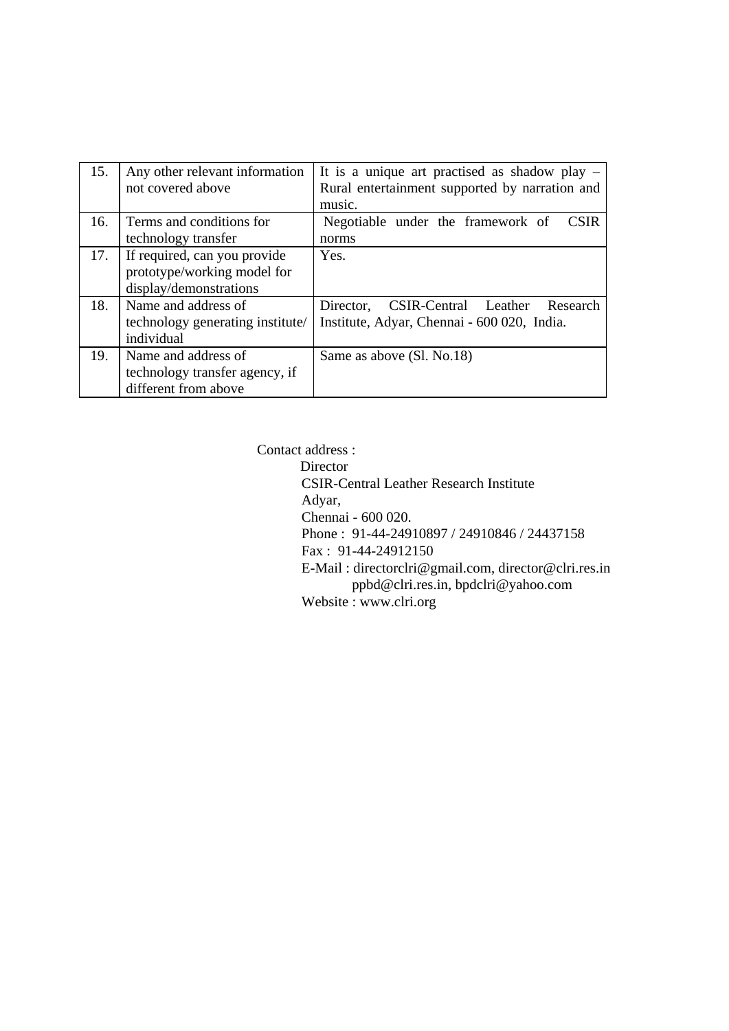| | | |
|---|---|---|
| 15. | Any other relevant information not covered above | It is a unique art practised as shadow play – Rural entertainment supported by narration and music. |
| 16. | Terms and conditions for technology transfer | Negotiable under the framework of CSIR norms |
| 17. | If required, can you provide prototype/working model for display/demonstrations | Yes. |
| 18. | Name and address of technology generating institute/ individual | Director, CSIR-Central Leather Research Institute, Adyar, Chennai - 600 020, India. |
| 19. | Name and address of technology transfer agency, if different from above | Same as above (Sl. No.18) |

Contact address :

Director
CSIR-Central Leather Research Institute
Adyar,
Chennai - 600 020.
Phone : 91-44-24910897 / 24910846 / 24437158
Fax : 91-44-24912150
E-Mail : directorclri@gmail.com, director@clri.res.in
ppbd@clri.res.in, bpdclri@yahoo.com
Website : www.clri.org